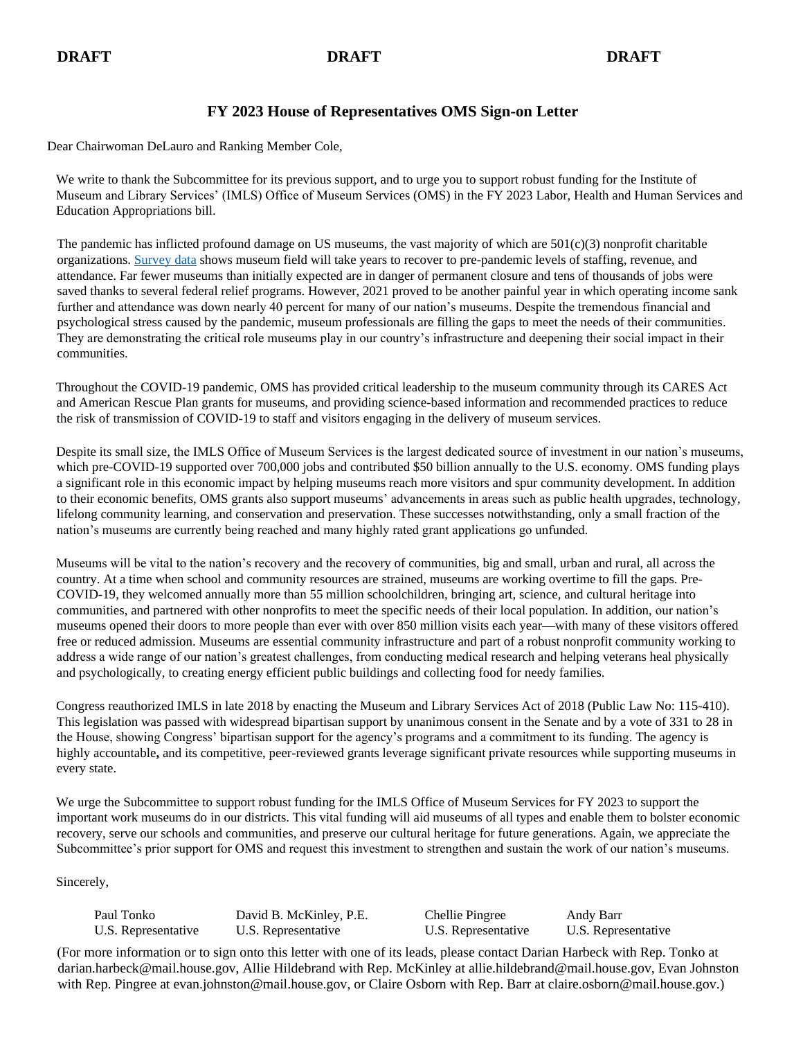**DRAFT** **DRAFT** **DRAFT**

## FY 2023 House of Representatives OMS Sign-on Letter

Dear Chairwoman DeLauro and Ranking Member Cole,

We write to thank the Subcommittee for its previous support, and to urge you to support robust funding for the Institute of Museum and Library Services' (IMLS) Office of Museum Services (OMS) in the FY 2023 Labor, Health and Human Services and Education Appropriations bill.

The pandemic has inflicted profound damage on US museums, the vast majority of which are 501(c)(3) nonprofit charitable organizations. Survey data shows museum field will take years to recover to pre-pandemic levels of staffing, revenue, and attendance. Far fewer museums than initially expected are in danger of permanent closure and tens of thousands of jobs were saved thanks to several federal relief programs. However, 2021 proved to be another painful year in which operating income sank further and attendance was down nearly 40 percent for many of our nation's museums. Despite the tremendous financial and psychological stress caused by the pandemic, museum professionals are filling the gaps to meet the needs of their communities. They are demonstrating the critical role museums play in our country's infrastructure and deepening their social impact in their communities.

Throughout the COVID-19 pandemic, OMS has provided critical leadership to the museum community through its CARES Act and American Rescue Plan grants for museums, and providing science-based information and recommended practices to reduce the risk of transmission of COVID-19 to staff and visitors engaging in the delivery of museum services.

Despite its small size, the IMLS Office of Museum Services is the largest dedicated source of investment in our nation's museums, which pre-COVID-19 supported over 700,000 jobs and contributed $50 billion annually to the U.S. economy. OMS funding plays a significant role in this economic impact by helping museums reach more visitors and spur community development. In addition to their economic benefits, OMS grants also support museums' advancements in areas such as public health upgrades, technology, lifelong community learning, and conservation and preservation. These successes notwithstanding, only a small fraction of the nation's museums are currently being reached and many highly rated grant applications go unfunded.

Museums will be vital to the nation's recovery and the recovery of communities, big and small, urban and rural, all across the country. At a time when school and community resources are strained, museums are working overtime to fill the gaps. Pre-COVID-19, they welcomed annually more than 55 million schoolchildren, bringing art, science, and cultural heritage into communities, and partnered with other nonprofits to meet the specific needs of their local population. In addition, our nation's museums opened their doors to more people than ever with over 850 million visits each year—with many of these visitors offered free or reduced admission. Museums are essential community infrastructure and part of a robust nonprofit community working to address a wide range of our nation's greatest challenges, from conducting medical research and helping veterans heal physically and psychologically, to creating energy efficient public buildings and collecting food for needy families.

Congress reauthorized IMLS in late 2018 by enacting the Museum and Library Services Act of 2018 (Public Law No: 115-410). This legislation was passed with widespread bipartisan support by unanimous consent in the Senate and by a vote of 331 to 28 in the House, showing Congress' bipartisan support for the agency's programs and a commitment to its funding. The agency is highly accountable**,** and its competitive, peer-reviewed grants leverage significant private resources while supporting museums in every state.

We urge the Subcommittee to support robust funding for the IMLS Office of Museum Services for FY 2023 to support the important work museums do in our districts. This vital funding will aid museums of all types and enable them to bolster economic recovery, serve our schools and communities, and preserve our cultural heritage for future generations. Again, we appreciate the Subcommittee's prior support for OMS and request this investment to strengthen and sustain the work of our nation's museums.

Sincerely,

| Paul Tonko | David B. McKinley, P.E. | Chellie Pingree | Andy Barr |
|---|---|---|---|
| U.S. Representative | U.S. Representative | U.S. Representative | U.S. Representative |

(For more information or to sign onto this letter with one of its leads, please contact Darian Harbeck with Rep. Tonko at darian.harbeck@mail.house.gov, Allie Hildebrand with Rep. McKinley at allie.hildebrand@mail.house.gov, Evan Johnston with Rep. Pingree at evan.johnston@mail.house.gov, or Claire Osborn with Rep. Barr at claire.osborn@mail.house.gov.)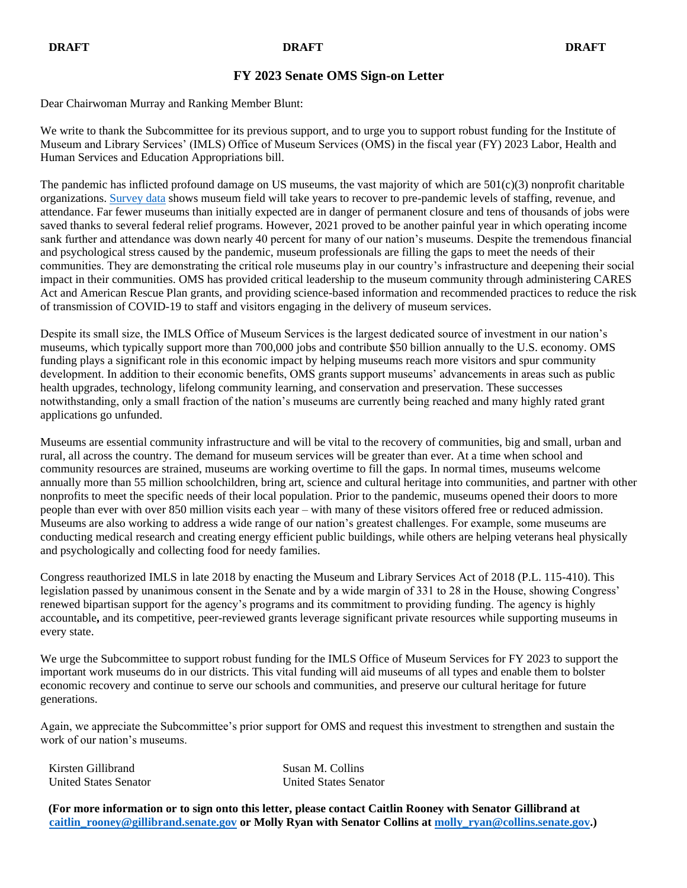**DRAFT** **DRAFT** **DRAFT**

# FY 2023 Senate OMS Sign-on Letter

Dear Chairwoman Murray and Ranking Member Blunt:

We write to thank the Subcommittee for its previous support, and to urge you to support robust funding for the Institute of Museum and Library Services' (IMLS) Office of Museum Services (OMS) in the fiscal year (FY) 2023 Labor, Health and Human Services and Education Appropriations bill.

The pandemic has inflicted profound damage on US museums, the vast majority of which are 501(c)(3) nonprofit charitable organizations. Survey data shows museum field will take years to recover to pre-pandemic levels of staffing, revenue, and attendance. Far fewer museums than initially expected are in danger of permanent closure and tens of thousands of jobs were saved thanks to several federal relief programs. However, 2021 proved to be another painful year in which operating income sank further and attendance was down nearly 40 percent for many of our nation's museums. Despite the tremendous financial and psychological stress caused by the pandemic, museum professionals are filling the gaps to meet the needs of their communities. They are demonstrating the critical role museums play in our country's infrastructure and deepening their social impact in their communities. OMS has provided critical leadership to the museum community through administering CARES Act and American Rescue Plan grants, and providing science-based information and recommended practices to reduce the risk of transmission of COVID-19 to staff and visitors engaging in the delivery of museum services.

Despite its small size, the IMLS Office of Museum Services is the largest dedicated source of investment in our nation's museums, which typically support more than 700,000 jobs and contribute $50 billion annually to the U.S. economy. OMS funding plays a significant role in this economic impact by helping museums reach more visitors and spur community development. In addition to their economic benefits, OMS grants support museums' advancements in areas such as public health upgrades, technology, lifelong community learning, and conservation and preservation. These successes notwithstanding, only a small fraction of the nation's museums are currently being reached and many highly rated grant applications go unfunded.

Museums are essential community infrastructure and will be vital to the recovery of communities, big and small, urban and rural, all across the country. The demand for museum services will be greater than ever. At a time when school and community resources are strained, museums are working overtime to fill the gaps. In normal times, museums welcome annually more than 55 million schoolchildren, bring art, science and cultural heritage into communities, and partner with other nonprofits to meet the specific needs of their local population. Prior to the pandemic, museums opened their doors to more people than ever with over 850 million visits each year – with many of these visitors offered free or reduced admission. Museums are also working to address a wide range of our nation's greatest challenges. For example, some museums are conducting medical research and creating energy efficient public buildings, while others are helping veterans heal physically and psychologically and collecting food for needy families.

Congress reauthorized IMLS in late 2018 by enacting the Museum and Library Services Act of 2018 (P.L. 115-410). This legislation passed by unanimous consent in the Senate and by a wide margin of 331 to 28 in the House, showing Congress' renewed bipartisan support for the agency's programs and its commitment to providing funding. The agency is highly accountable**,** and its competitive, peer-reviewed grants leverage significant private resources while supporting museums in every state.

We urge the Subcommittee to support robust funding for the IMLS Office of Museum Services for FY 2023 to support the important work museums do in our districts. This vital funding will aid museums of all types and enable them to bolster economic recovery and continue to serve our schools and communities, and preserve our cultural heritage for future generations.

Again, we appreciate the Subcommittee's prior support for OMS and request this investment to strengthen and sustain the work of our nation's museums.

Kirsten Gillibrand
United States Senator

Susan M. Collins
United States Senator

**(For more information or to sign onto this letter, please contact Caitlin Rooney with Senator Gillibrand at caitlin_rooney@gillibrand.senate.gov or Molly Ryan with Senator Collins at molly_ryan@collins.senate.gov.)**